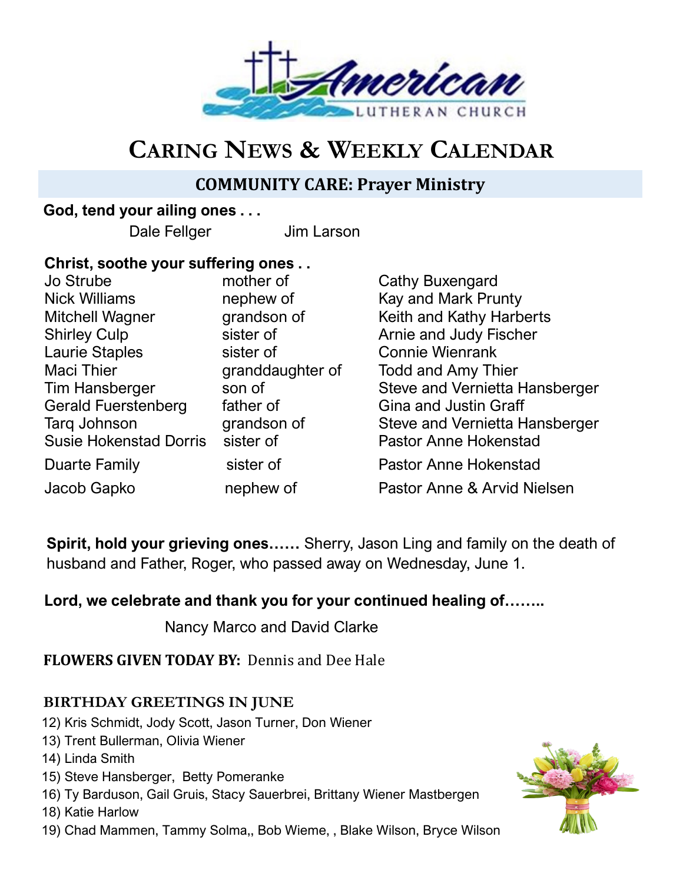# Caring News & Weekly Calendar

## COMMUNITY CARE: Prayer Ministry

**God, tend your ailing ones . . .**

Dale Fellger  Jim Larson

**Christ, soothe your suffering ones . .**

| | | |
|---|---|---|
| Jo Strube | mother of | Cathy Buxengard |
| Nick Williams | nephew of | Kay and Mark Prunty |
| Mitchell Wagner | grandson of | Keith and Kathy Harberts |
| Shirley Culp | sister of | Arnie and Judy Fischer |
| Laurie Staples | sister of | Connie Wienrank |
| Maci Thier | granddaughter of | Todd and Amy Thier |
| Tim Hansberger | son of | Steve and Vernietta Hansberger |
| Gerald Fuerstenberg | father of | Gina and Justin Graff |
| Tarq Johnson | grandson of | Steve and Vernietta Hansberger |
| Susie Hokenstad Dorris | sister of | Pastor Anne Hokenstad |
| Duarte Family | sister of | Pastor Anne Hokenstad |
| Jacob Gapko | nephew of | Pastor Anne & Arvid Nielsen |

**Spirit, hold your grieving ones……** Sherry, Jason Ling and family on the death of husband and Father, Roger, who passed away on Wednesday, June 1.

**Lord, we celebrate and thank you for your continued healing of……..**

Nancy Marco and David Clarke

**FLOWERS GIVEN TODAY BY:** Dennis and Dee Hale

### BIRTHDAY GREETINGS IN JUNE

12) Kris Schmidt, Jody Scott, Jason Turner, Don Wiener
13) Trent Bullerman, Olivia Wiener
14) Linda Smith
15) Steve Hansberger, Betty Pomeranke
16) Ty Barduson, Gail Gruis, Stacy Sauerbrei, Brittany Wiener Mastbergen
18) Katie Harlow
19) Chad Mammen, Tammy Solma,, Bob Wieme, , Blake Wilson, Bryce Wilson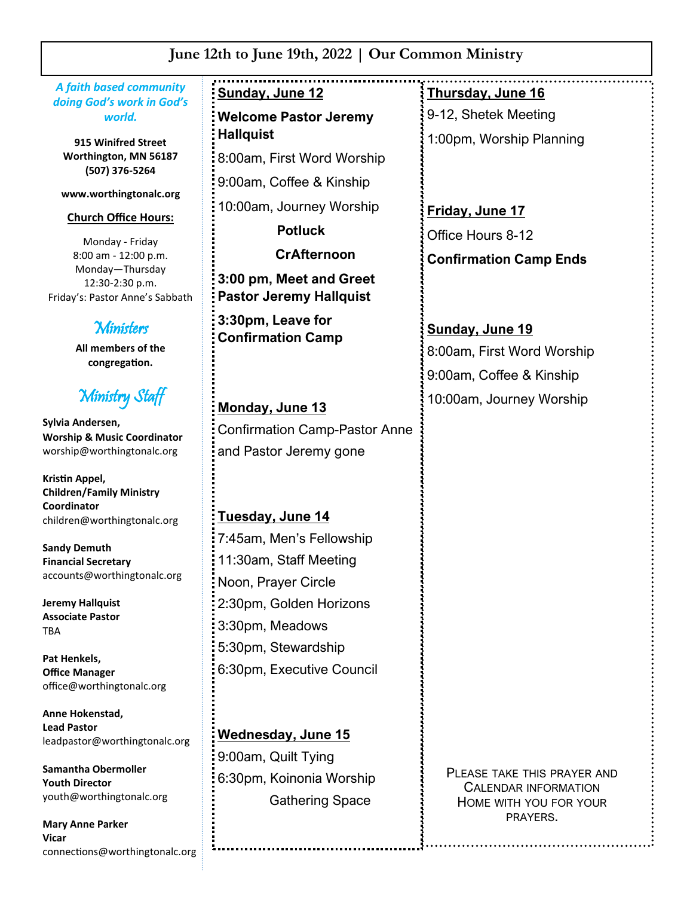# June 12th to June 19th, 2022 | Our Common Ministry

*A faith based community doing God's work in God's world.*

**915 Winifred Street**
**Worthington, MN 56187**
**(507) 376-5264**

**www.worthingtonalc.org**

**Church Office Hours:**

Monday - Friday
8:00 am - 12:00 p.m.
Monday—Thursday
12:30-2:30 p.m.
Friday's: Pastor Anne's Sabbath

## Ministers

**All members of the congregation.**

## Ministry Staff

**Sylvia Andersen,**
**Worship & Music Coordinator**
worship@worthingtonalc.org

**Kristin Appel,**
**Children/Family Ministry Coordinator**
children@worthingtonalc.org

**Sandy Demuth**
**Financial Secretary**
accounts@worthingtonalc.org

**Jeremy Hallquist**
**Associate Pastor**
TBA

**Pat Henkels,**
**Office Manager**
office@worthingtonalc.org

**Anne Hokenstad,**
**Lead Pastor**
leadpastor@worthingtonalc.org

**Samantha Obermoller**
**Youth Director**
youth@worthingtonalc.org

**Mary Anne Parker**
**Vicar**
connections@worthingtonalc.org

---

### Sunday, June 12

**Welcome Pastor Jeremy Hallquist**

8:00am, First Word Worship

9:00am, Coffee & Kinship

10:00am, Journey Worship

**Potluck**

**CrAfternoon**

**3:00 pm, Meet and Greet Pastor Jeremy Hallquist**

**3:30pm, Leave for Confirmation Camp**

### Monday, June 13

Confirmation Camp-Pastor Anne and Pastor Jeremy gone

### Tuesday, June 14

7:45am, Men's Fellowship

11:30am, Staff Meeting

Noon, Prayer Circle

2:30pm, Golden Horizons

3:30pm, Meadows

5:30pm, Stewardship

6:30pm, Executive Council

### Wednesday, June 15

9:00am, Quilt Tying

6:30pm, Koinonia Worship

Gathering Space

### Thursday, June 16

9-12, Shetek Meeting

1:00pm, Worship Planning

### Friday, June 17

Office Hours 8-12

**Confirmation Camp Ends**

### Sunday, June 19

8:00am, First Word Worship

9:00am, Coffee & Kinship

10:00am, Journey Worship

PLEASE TAKE THIS PRAYER AND CALENDAR INFORMATION HOME WITH YOU FOR YOUR PRAYERS.